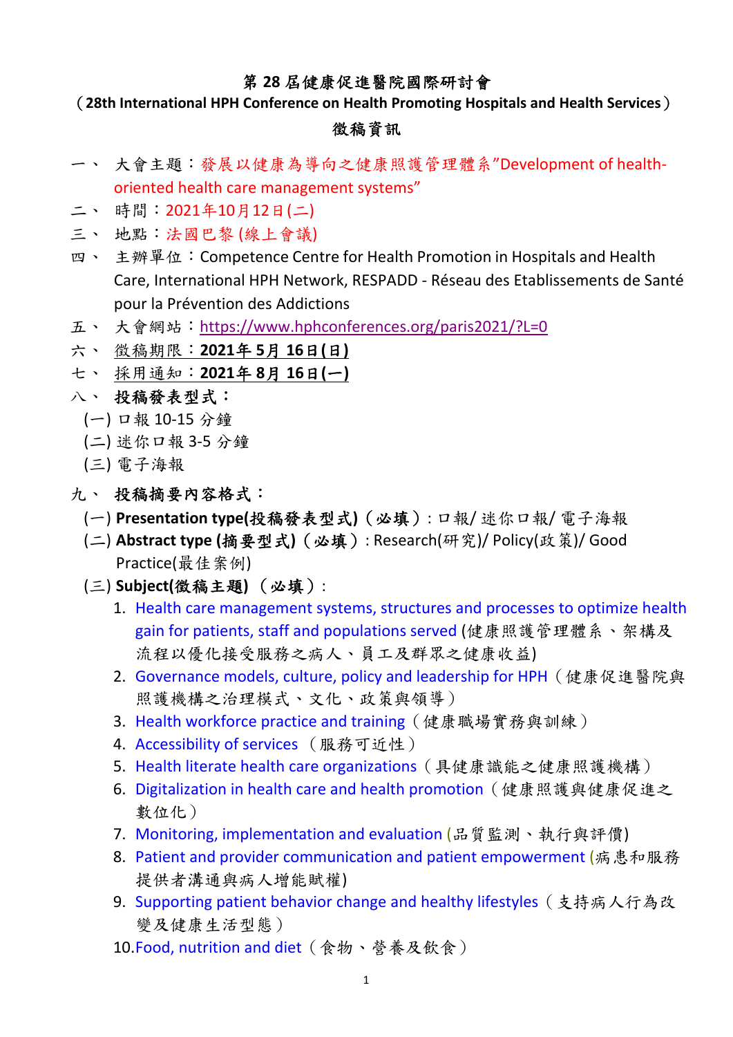# 第 28 屆健康促進醫院國際研討會

## （28th International HPH Conference on Health Promoting Hospitals and Health Services）

## 徵稿資訊

一、 大會主題：發展以健康為導向之健康照護管理體系"Development of health-oriented health care management systems"

二、 時間：2021年10月12日(二)

三、 地點：法國巴黎 (線上會議)

四、 主辦單位：Competence Centre for Health Promotion in Hospitals and Health Care, International HPH Network, RESPADD - Réseau des Etablissements de Santé pour la Prévention des Addictions

五、 大會網站：https://www.hphconferences.org/paris2021/?L=0

六、 徵稿期限：**2021年 5月 16日(日)**

七、 採用通知：**2021年 8月 16日(一)**

八、 **投稿發表型式：**

(一) 口報 10-15 分鐘

(二) 迷你口報 3-5 分鐘

(三) 電子海報

九、 **投稿摘要內容格式：**

(一) **Presentation type(投稿發表型式)（必填）**：口報/ 迷你口報/ 電子海報

(二) **Abstract type (摘要型式)（必填）**: Research(研究)/ Policy(政策)/ Good Practice(最佳案例)

(三) **Subject(徵稿主題) （必填）**:

1. Health care management systems, structures and processes to optimize health gain for patients, staff and populations served (健康照護管理體系、架構及流程以優化接受服務之病人、員工及群眾之健康收益)
2. Governance models, culture, policy and leadership for HPH（健康促進醫院與照護機構之治理模式、文化、政策與領導）
3. Health workforce practice and training（健康職場實務與訓練）
4. Accessibility of services （服務可近性）
5. Health literate health care organizations（具健康識能之健康照護機構）
6. Digitalization in health care and health promotion（健康照護與健康促進之數位化）
7. Monitoring, implementation and evaluation (品質監測、執行與評價)
8. Patient and provider communication and patient empowerment (病患和服務提供者溝通與病人增能賦權)
9. Supporting patient behavior change and healthy lifestyles（支持病人行為改變及健康生活型態）
10. Food, nutrition and diet（食物、營養及飲食）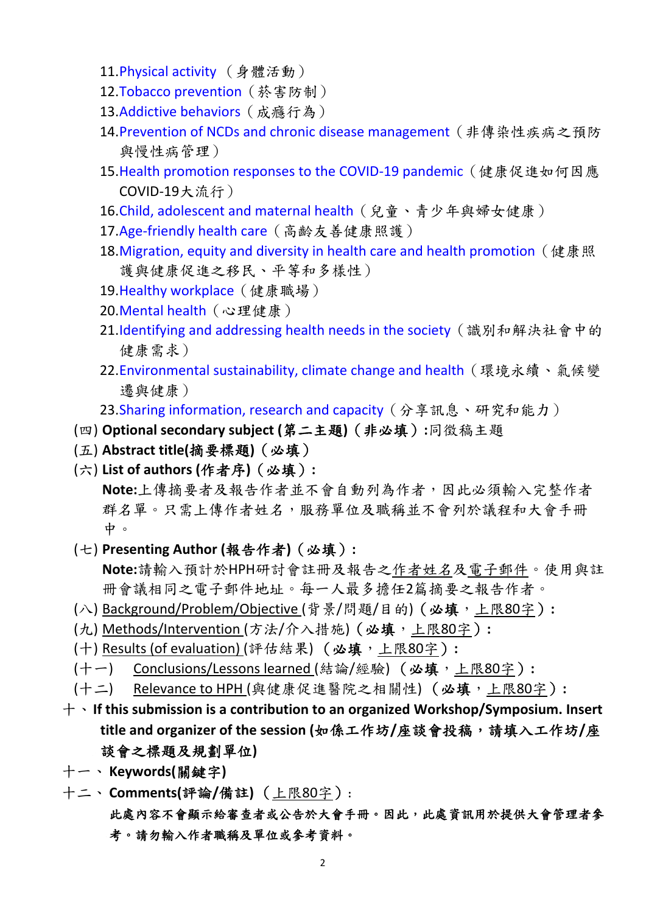11.Physical activity （身體活動）
12.Tobacco prevention（菸害防制）
13.Addictive behaviors（成癮行為）
14.Prevention of NCDs and chronic disease management（非傳染性疾病之預防與慢性病管理）
15.Health promotion responses to the COVID-19 pandemic（健康促進如何因應COVID-19大流行）
16.Child, adolescent and maternal health（兒童、青少年與婦女健康）
17.Age-friendly health care（高齡友善健康照護）
18.Migration, equity and diversity in health care and health promotion（健康照護與健康促進之移民、平等和多樣性）
19.Healthy workplace（健康職場）
20.Mental health（心理健康）
21.Identifying and addressing health needs in the society（識別和解決社會中的健康需求）
22.Environmental sustainability, climate change and health（環境永續、氣候變遷與健康）
23.Sharing information, research and capacity（分享訊息、研究和能力）

(四) **Optional secondary subject (第二主題)（非必填）:**同徵稿主題

(五) **Abstract title(摘要標題)（必填）**

(六) **List of authors (作者序)（必填）:**

**Note:**上傳摘要者及報告作者並不會自動列為作者，因此必須輸入完整作者群名單。只需上傳作者姓名，服務單位及職稱並不會列於議程和大會手冊中。

(七) **Presenting Author (報告作者)（必填）:**

**Note:**請輸入預計於HPH研討會註冊及報告之作者姓名及電子郵件。使用與註冊會議相同之電子郵件地址。每一人最多擔任2篇摘要之報告作者。

(八) Background/Problem/Objective (背景/問題/目的)（**必填**，上限80字）:

(九) Methods/Intervention (方法/介入措施)（**必填**，上限80字）:

(十) Results (of evaluation) (評估結果) （**必填**，上限80字）:

(十一) Conclusions/Lessons learned (結論/經驗) （**必填**，上限80字）:

(十二) Relevance to HPH (與健康促進醫院之相關性) （**必填**，上限80字）:

十、**If this submission is a contribution to an organized Workshop/Symposium. Insert title and organizer of the session (如係工作坊/座談會投稿，請填入工作坊/座談會之標題及規劃單位)**

十一、**Keywords(關鍵字)**

十二、**Comments(評論/備註)**（上限80字）:

**此處內容不會顯示給審查者或公告於大會手冊。因此，此處資訊用於提供大會管理者參考。請勿輸入作者職稱及單位或參考資料。**